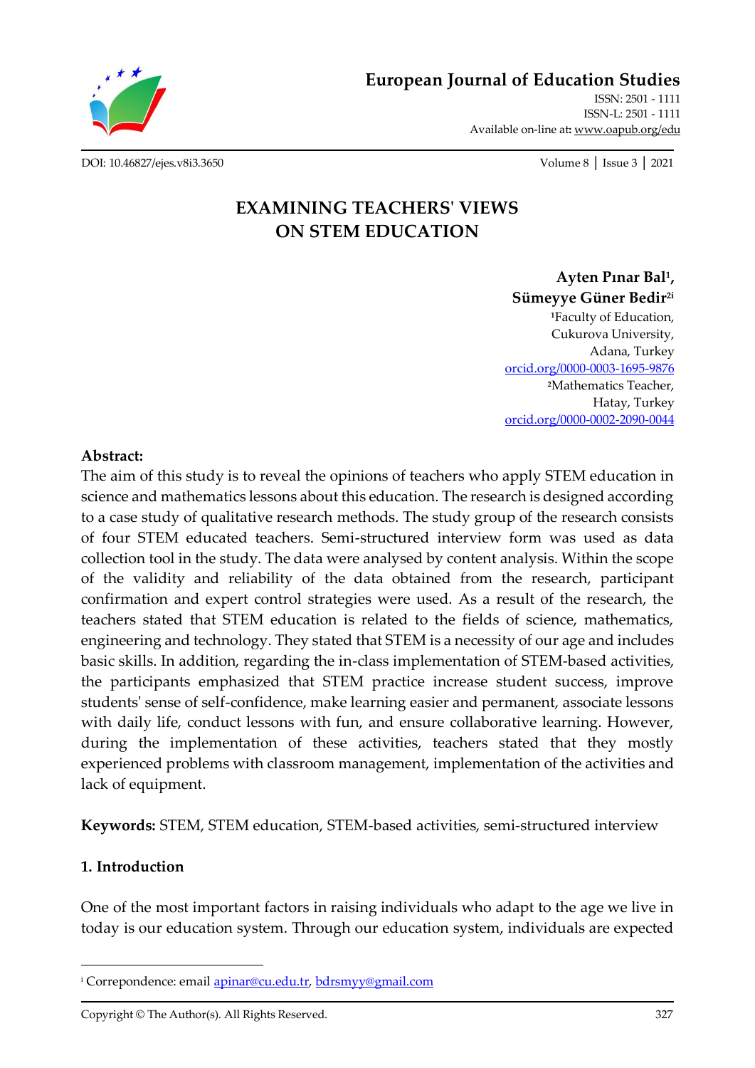European Journal of Education Studies

ISSN: 2501 - 1111
ISSN-L: 2501 - 1111
Available on-line at: www.oapub.org/edu

DOI: 10.46827/ejes.v8i3.3650

# EXAMINING TEACHERS' VIEWS ON STEM EDUCATION

**Ayten Pınar Bal[1], Sümeyye Güner Bedir[2i]**

[1]Faculty of Education,
Cukurova University,
Adana, Turkey
orcid.org/0000-0003-1695-9876

[2]Mathematics Teacher,
Hatay, Turkey
orcid.org/0000-0002-2090-0044

**Abstract:**

The aim of this study is to reveal the opinions of teachers who apply STEM education in science and mathematics lessons about this education. The research is designed according to a case study of qualitative research methods. The study group of the research consists of four STEM educated teachers. Semi-structured interview form was used as data collection tool in the study. The data were analysed by content analysis. Within the scope of the validity and reliability of the data obtained from the research, participant confirmation and expert control strategies were used. As a result of the research, the teachers stated that STEM education is related to the fields of science, mathematics, engineering and technology. They stated that STEM is a necessity of our age and includes basic skills. In addition, regarding the in-class implementation of STEM-based activities, the participants emphasized that STEM practice increase student success, improve students' sense of self-confidence, make learning easier and permanent, associate lessons with daily life, conduct lessons with fun, and ensure collaborative learning. However, during the implementation of these activities, teachers stated that they mostly experienced problems with classroom management, implementation of the activities and lack of equipment.

**Keywords:** STEM, STEM education, STEM-based activities, semi-structured interview

## 1. Introduction

One of the most important factors in raising individuals who adapt to the age we live in today is our education system. Through our education system, individuals are expected

---

[i] Correpondence: email apinar@cu.edu.tr, bdrsmyy@gmail.com

Copyright © The Author(s). All Rights Reserved.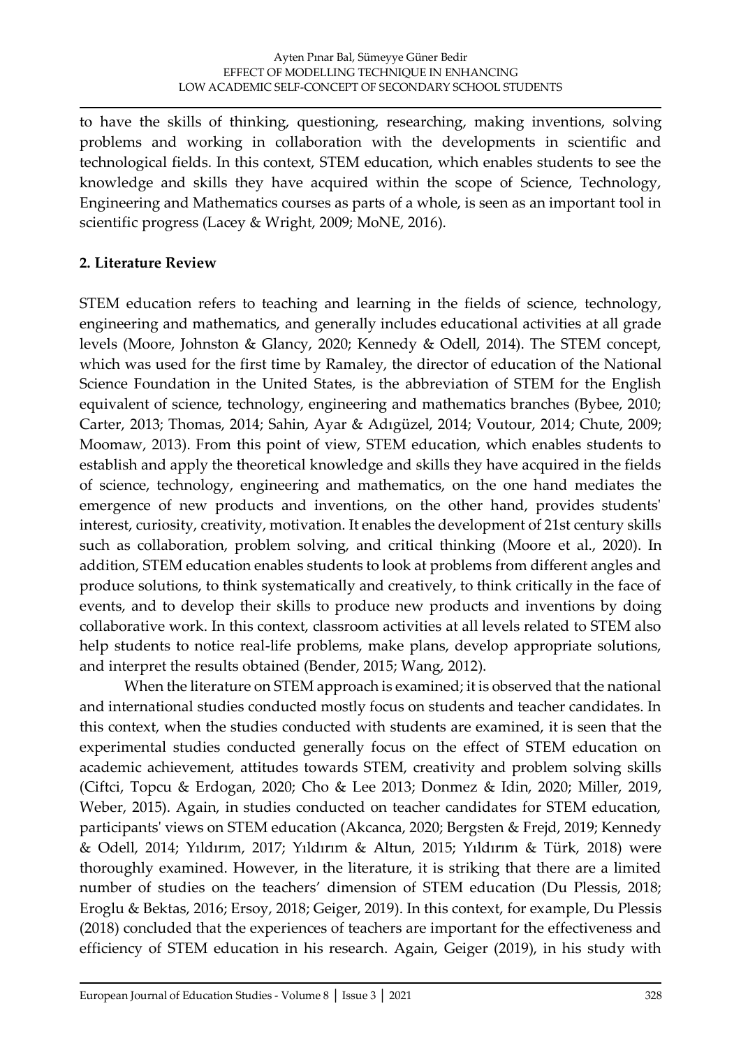to have the skills of thinking, questioning, researching, making inventions, solving problems and working in collaboration with the developments in scientific and technological fields. In this context, STEM education, which enables students to see the knowledge and skills they have acquired within the scope of Science, Technology, Engineering and Mathematics courses as parts of a whole, is seen as an important tool in scientific progress (Lacey & Wright, 2009; MoNE, 2016).

## 2. Literature Review

STEM education refers to teaching and learning in the fields of science, technology, engineering and mathematics, and generally includes educational activities at all grade levels (Moore, Johnston & Glancy, 2020; Kennedy & Odell, 2014). The STEM concept, which was used for the first time by Ramaley, the director of education of the National Science Foundation in the United States, is the abbreviation of STEM for the English equivalent of science, technology, engineering and mathematics branches (Bybee, 2010; Carter, 2013; Thomas, 2014; Sahin, Ayar & Adıgüzel, 2014; Voutour, 2014; Chute, 2009; Moomaw, 2013). From this point of view, STEM education, which enables students to establish and apply the theoretical knowledge and skills they have acquired in the fields of science, technology, engineering and mathematics, on the one hand mediates the emergence of new products and inventions, on the other hand, provides students' interest, curiosity, creativity, motivation. It enables the development of 21st century skills such as collaboration, problem solving, and critical thinking (Moore et al., 2020). In addition, STEM education enables students to look at problems from different angles and produce solutions, to think systematically and creatively, to think critically in the face of events, and to develop their skills to produce new products and inventions by doing collaborative work. In this context, classroom activities at all levels related to STEM also help students to notice real-life problems, make plans, develop appropriate solutions, and interpret the results obtained (Bender, 2015; Wang, 2012).

When the literature on STEM approach is examined; it is observed that the national and international studies conducted mostly focus on students and teacher candidates. In this context, when the studies conducted with students are examined, it is seen that the experimental studies conducted generally focus on the effect of STEM education on academic achievement, attitudes towards STEM, creativity and problem solving skills (Ciftci, Topcu & Erdogan, 2020; Cho & Lee 2013; Donmez & Idin, 2020; Miller, 2019, Weber, 2015). Again, in studies conducted on teacher candidates for STEM education, participants' views on STEM education (Akcanca, 2020; Bergsten & Frejd, 2019; Kennedy & Odell, 2014; Yıldırım, 2017; Yıldırım & Altun, 2015; Yıldırım & Türk, 2018) were thoroughly examined. However, in the literature, it is striking that there are a limited number of studies on the teachers' dimension of STEM education (Du Plessis, 2018; Eroglu & Bektas, 2016; Ersoy, 2018; Geiger, 2019). In this context, for example, Du Plessis (2018) concluded that the experiences of teachers are important for the effectiveness and efficiency of STEM education in his research. Again, Geiger (2019), in his study with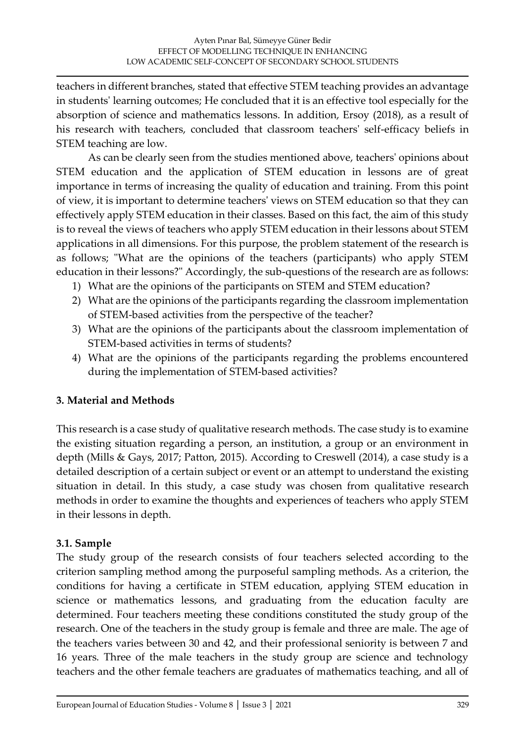teachers in different branches, stated that effective STEM teaching provides an advantage in students' learning outcomes; He concluded that it is an effective tool especially for the absorption of science and mathematics lessons. In addition, Ersoy (2018), as a result of his research with teachers, concluded that classroom teachers' self-efficacy beliefs in STEM teaching are low.

As can be clearly seen from the studies mentioned above, teachers' opinions about STEM education and the application of STEM education in lessons are of great importance in terms of increasing the quality of education and training. From this point of view, it is important to determine teachers' views on STEM education so that they can effectively apply STEM education in their classes. Based on this fact, the aim of this study is to reveal the views of teachers who apply STEM education in their lessons about STEM applications in all dimensions. For this purpose, the problem statement of the research is as follows; "What are the opinions of the teachers (participants) who apply STEM education in their lessons?" Accordingly, the sub-questions of the research are as follows:

1) What are the opinions of the participants on STEM and STEM education?
2) What are the opinions of the participants regarding the classroom implementation of STEM-based activities from the perspective of the teacher?
3) What are the opinions of the participants about the classroom implementation of STEM-based activities in terms of students?
4) What are the opinions of the participants regarding the problems encountered during the implementation of STEM-based activities?

## 3. Material and Methods

This research is a case study of qualitative research methods. The case study is to examine the existing situation regarding a person, an institution, a group or an environment in depth (Mills & Gays, 2017; Patton, 2015). According to Creswell (2014), a case study is a detailed description of a certain subject or event or an attempt to understand the existing situation in detail. In this study, a case study was chosen from qualitative research methods in order to examine the thoughts and experiences of teachers who apply STEM in their lessons in depth.

### 3.1. Sample

The study group of the research consists of four teachers selected according to the criterion sampling method among the purposeful sampling methods. As a criterion, the conditions for having a certificate in STEM education, applying STEM education in science or mathematics lessons, and graduating from the education faculty are determined. Four teachers meeting these conditions constituted the study group of the research. One of the teachers in the study group is female and three are male. The age of the teachers varies between 30 and 42, and their professional seniority is between 7 and 16 years. Three of the male teachers in the study group are science and technology teachers and the other female teachers are graduates of mathematics teaching, and all of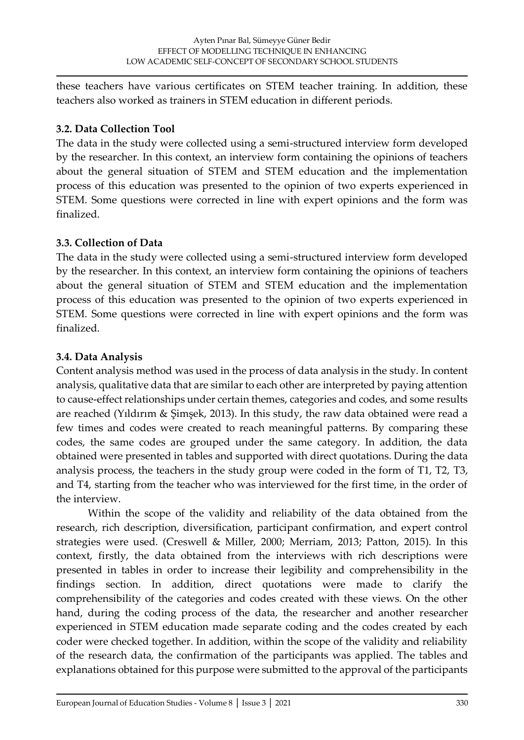these teachers have various certificates on STEM teacher training. In addition, these teachers also worked as trainers in STEM education in different periods.

### 3.2. Data Collection Tool

The data in the study were collected using a semi-structured interview form developed by the researcher. In this context, an interview form containing the opinions of teachers about the general situation of STEM and STEM education and the implementation process of this education was presented to the opinion of two experts experienced in STEM. Some questions were corrected in line with expert opinions and the form was finalized.

### 3.3. Collection of Data

The data in the study were collected using a semi-structured interview form developed by the researcher. In this context, an interview form containing the opinions of teachers about the general situation of STEM and STEM education and the implementation process of this education was presented to the opinion of two experts experienced in STEM. Some questions were corrected in line with expert opinions and the form was finalized.

### 3.4. Data Analysis

Content analysis method was used in the process of data analysis in the study. In content analysis, qualitative data that are similar to each other are interpreted by paying attention to cause-effect relationships under certain themes, categories and codes, and some results are reached (Yıldırım & Şimşek, 2013). In this study, the raw data obtained were read a few times and codes were created to reach meaningful patterns. By comparing these codes, the same codes are grouped under the same category. In addition, the data obtained were presented in tables and supported with direct quotations. During the data analysis process, the teachers in the study group were coded in the form of T1, T2, T3, and T4, starting from the teacher who was interviewed for the first time, in the order of the interview.

Within the scope of the validity and reliability of the data obtained from the research, rich description, diversification, participant confirmation, and expert control strategies were used. (Creswell & Miller, 2000; Merriam, 2013; Patton, 2015). In this context, firstly, the data obtained from the interviews with rich descriptions were presented in tables in order to increase their legibility and comprehensibility in the findings section. In addition, direct quotations were made to clarify the comprehensibility of the categories and codes created with these views. On the other hand, during the coding process of the data, the researcher and another researcher experienced in STEM education made separate coding and the codes created by each coder were checked together. In addition, within the scope of the validity and reliability of the research data, the confirmation of the participants was applied. The tables and explanations obtained for this purpose were submitted to the approval of the participants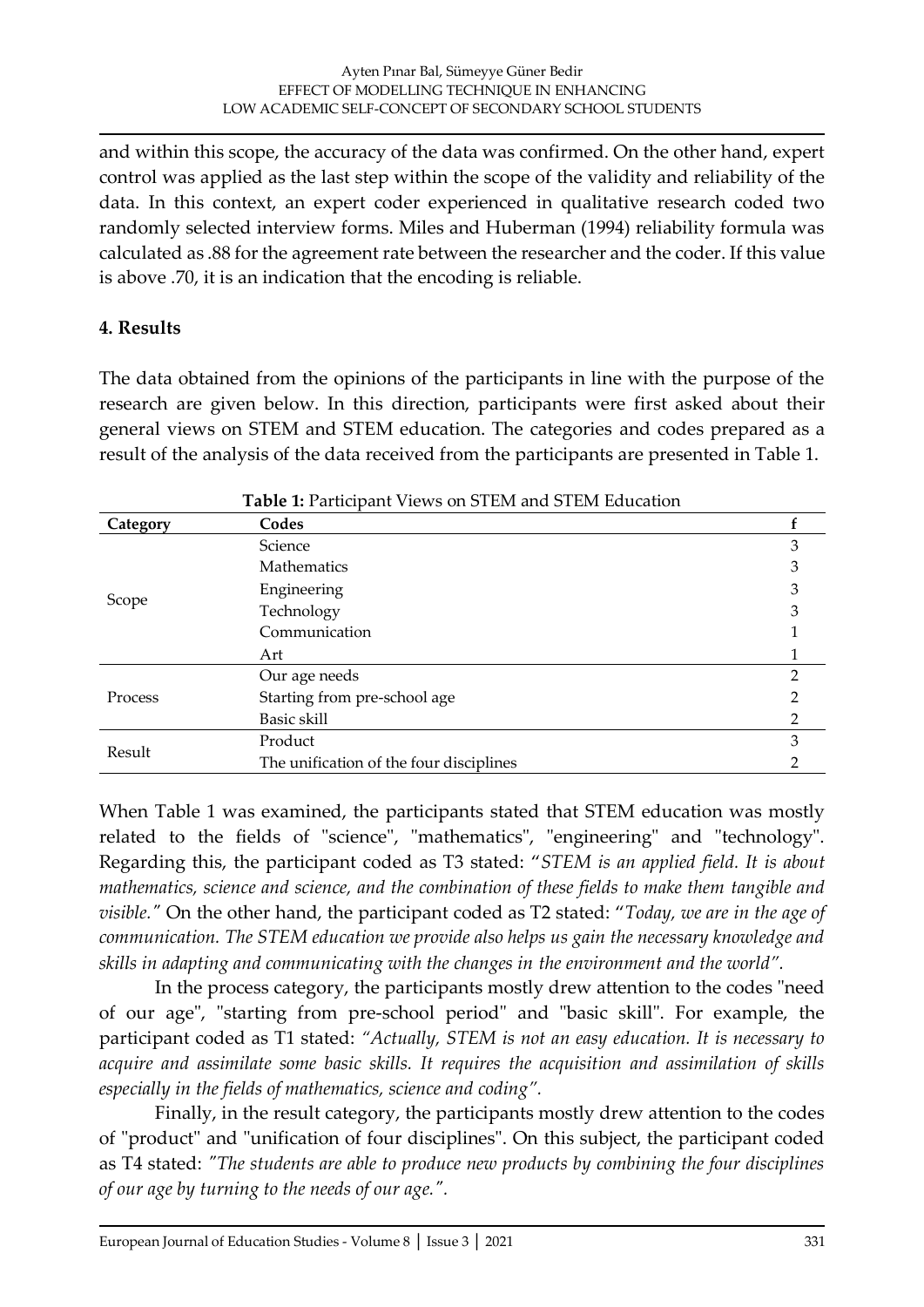and within this scope, the accuracy of the data was confirmed. On the other hand, expert control was applied as the last step within the scope of the validity and reliability of the data. In this context, an expert coder experienced in qualitative research coded two randomly selected interview forms. Miles and Huberman (1994) reliability formula was calculated as .88 for the agreement rate between the researcher and the coder. If this value is above .70, it is an indication that the encoding is reliable.

## 4. Results

The data obtained from the opinions of the participants in line with the purpose of the research are given below. In this direction, participants were first asked about their general views on STEM and STEM education. The categories and codes prepared as a result of the analysis of the data received from the participants are presented in Table 1.

**Table 1:** Participant Views on STEM and STEM Education

| Category | Codes | f |
|---|---|---|
| Scope | Science | 3 |
| | Mathematics | 3 |
| | Engineering | 3 |
| | Technology | 3 |
| | Communication | 1 |
| | Art | 1 |
| Process | Our age needs | 2 |
| | Starting from pre-school age | 2 |
| | Basic skill | 2 |
| Result | Product | 3 |
| | The unification of the four disciplines | 2 |

When Table 1 was examined, the participants stated that STEM education was mostly related to the fields of "science", "mathematics", "engineering" and "technology". Regarding this, the participant coded as T3 stated: "*STEM is an applied field. It is about mathematics, science and science, and the combination of these fields to make them tangible and visible.*" On the other hand, the participant coded as T2 stated: "*Today, we are in the age of communication. The STEM education we provide also helps us gain the necessary knowledge and skills in adapting and communicating with the changes in the environment and the world*".

In the process category, the participants mostly drew attention to the codes "need of our age", "starting from pre-school period" and "basic skill". For example, the participant coded as T1 stated: *"Actually, STEM is not an easy education. It is necessary to acquire and assimilate some basic skills. It requires the acquisition and assimilation of skills especially in the fields of mathematics, science and coding"*.

Finally, in the result category, the participants mostly drew attention to the codes of "product" and "unification of four disciplines". On this subject, the participant coded as T4 stated: *"The students are able to produce new products by combining the four disciplines of our age by turning to the needs of our age."*.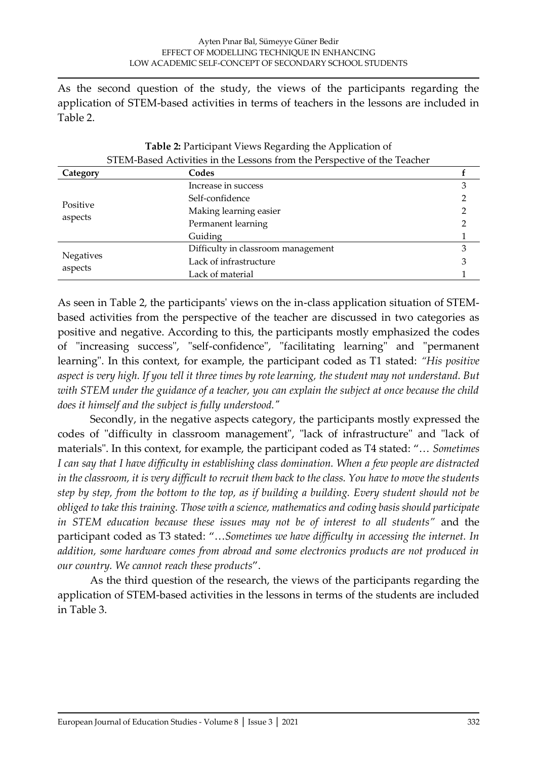As the second question of the study, the views of the participants regarding the application of STEM-based activities in terms of teachers in the lessons are included in Table 2.

**Table 2:** Participant Views Regarding the Application of STEM-Based Activities in the Lessons from the Perspective of the Teacher

| Category | Codes | f |
|---|---|---|
| Positive aspects | Increase in success | 3 |
| | Self-confidence | 2 |
| | Making learning easier | 2 |
| | Permanent learning | 2 |
| | Guiding | 1 |
| Negatives aspects | Difficulty in classroom management | 3 |
| | Lack of infrastructure | 3 |
| | Lack of material | 1 |

As seen in Table 2, the participants' views on the in-class application situation of STEM-based activities from the perspective of the teacher are discussed in two categories as positive and negative. According to this, the participants mostly emphasized the codes of "increasing success", "self-confidence", "facilitating learning" and "permanent learning". In this context, for example, the participant coded as T1 stated: *"His positive aspect is very high. If you tell it three times by rote learning, the student may not understand. But with STEM under the guidance of a teacher, you can explain the subject at once because the child does it himself and the subject is fully understood."*

Secondly, in the negative aspects category, the participants mostly expressed the codes of "difficulty in classroom management", "lack of infrastructure" and "lack of materials". In this context, for example, the participant coded as T4 stated: "… *Sometimes I can say that I have difficulty in establishing class domination. When a few people are distracted in the classroom, it is very difficult to recruit them back to the class. You have to move the students step by step, from the bottom to the top, as if building a building. Every student should not be obliged to take this training. Those with a science, mathematics and coding basis should participate in STEM education because these issues may not be of interest to all students"* and the participant coded as T3 stated: "…*Sometimes we have difficulty in accessing the internet. In addition, some hardware comes from abroad and some electronics products are not produced in our country. We cannot reach these products*".

As the third question of the research, the views of the participants regarding the application of STEM-based activities in the lessons in terms of the students are included in Table 3.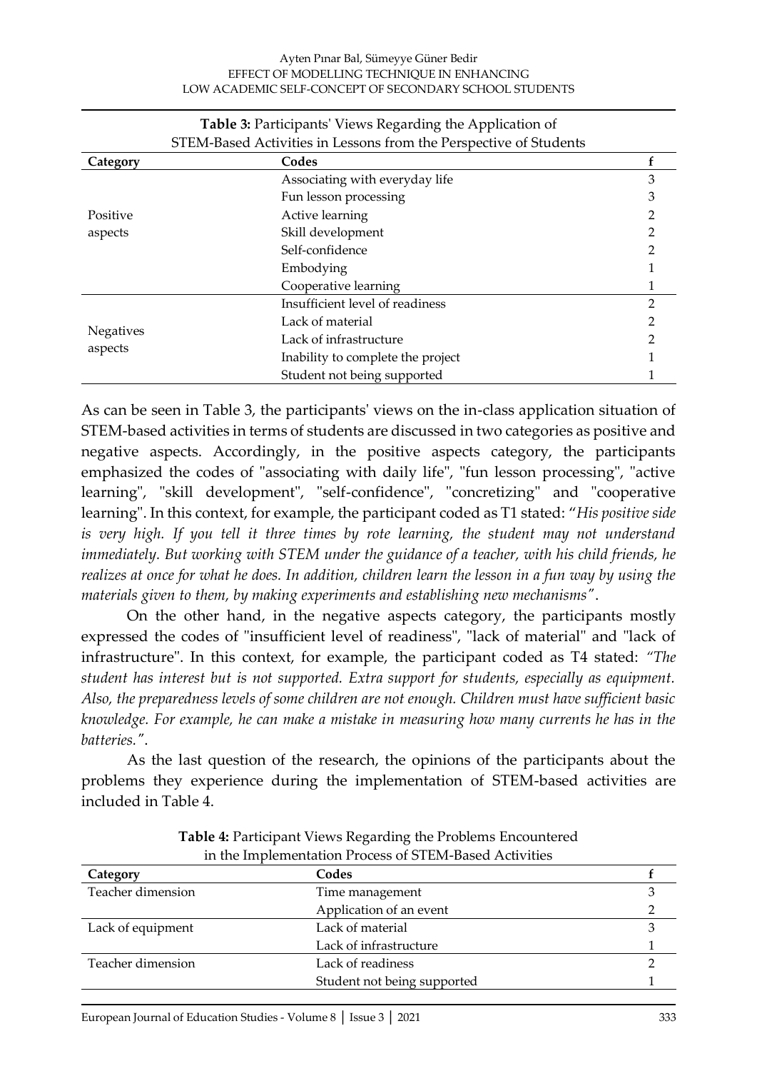**Table 3:** Participants' Views Regarding the Application of STEM-Based Activities in Lessons from the Perspective of Students

| Category | Codes | f |
|---|---|---|
| Positive aspects | Associating with everyday life | 3 |
| | Fun lesson processing | 3 |
| | Active learning | 2 |
| | Skill development | 2 |
| | Self-confidence | 2 |
| | Embodying | 1 |
| | Cooperative learning | 1 |
| Negatives aspects | Insufficient level of readiness | 2 |
| | Lack of material | 2 |
| | Lack of infrastructure | 2 |
| | Inability to complete the project | 1 |
| | Student not being supported | 1 |

As can be seen in Table 3, the participants' views on the in-class application situation of STEM-based activities in terms of students are discussed in two categories as positive and negative aspects. Accordingly, in the positive aspects category, the participants emphasized the codes of "associating with daily life", "fun lesson processing", "active learning", "skill development", "self-confidence", "concretizing" and "cooperative learning". In this context, for example, the participant coded as T1 stated: "*His positive side is very high. If you tell it three times by rote learning, the student may not understand immediately. But working with STEM under the guidance of a teacher, with his child friends, he realizes at once for what he does. In addition, children learn the lesson in a fun way by using the materials given to them, by making experiments and establishing new mechanisms*".

On the other hand, in the negative aspects category, the participants mostly expressed the codes of "insufficient level of readiness", "lack of material" and "lack of infrastructure". In this context, for example, the participant coded as T4 stated: *"The student has interest but is not supported. Extra support for students, especially as equipment. Also, the preparedness levels of some children are not enough. Children must have sufficient basic knowledge. For example, he can make a mistake in measuring how many currents he has in the batteries."*.

As the last question of the research, the opinions of the participants about the problems they experience during the implementation of STEM-based activities are included in Table 4.

**Table 4:** Participant Views Regarding the Problems Encountered in the Implementation Process of STEM-Based Activities

| Category | Codes | f |
|---|---|---|
| Teacher dimension | Time management | 3 |
| | Application of an event | 2 |
| Lack of equipment | Lack of material | 3 |
| | Lack of infrastructure | 1 |
| Teacher dimension | Lack of readiness | 2 |
| | Student not being supported | 1 |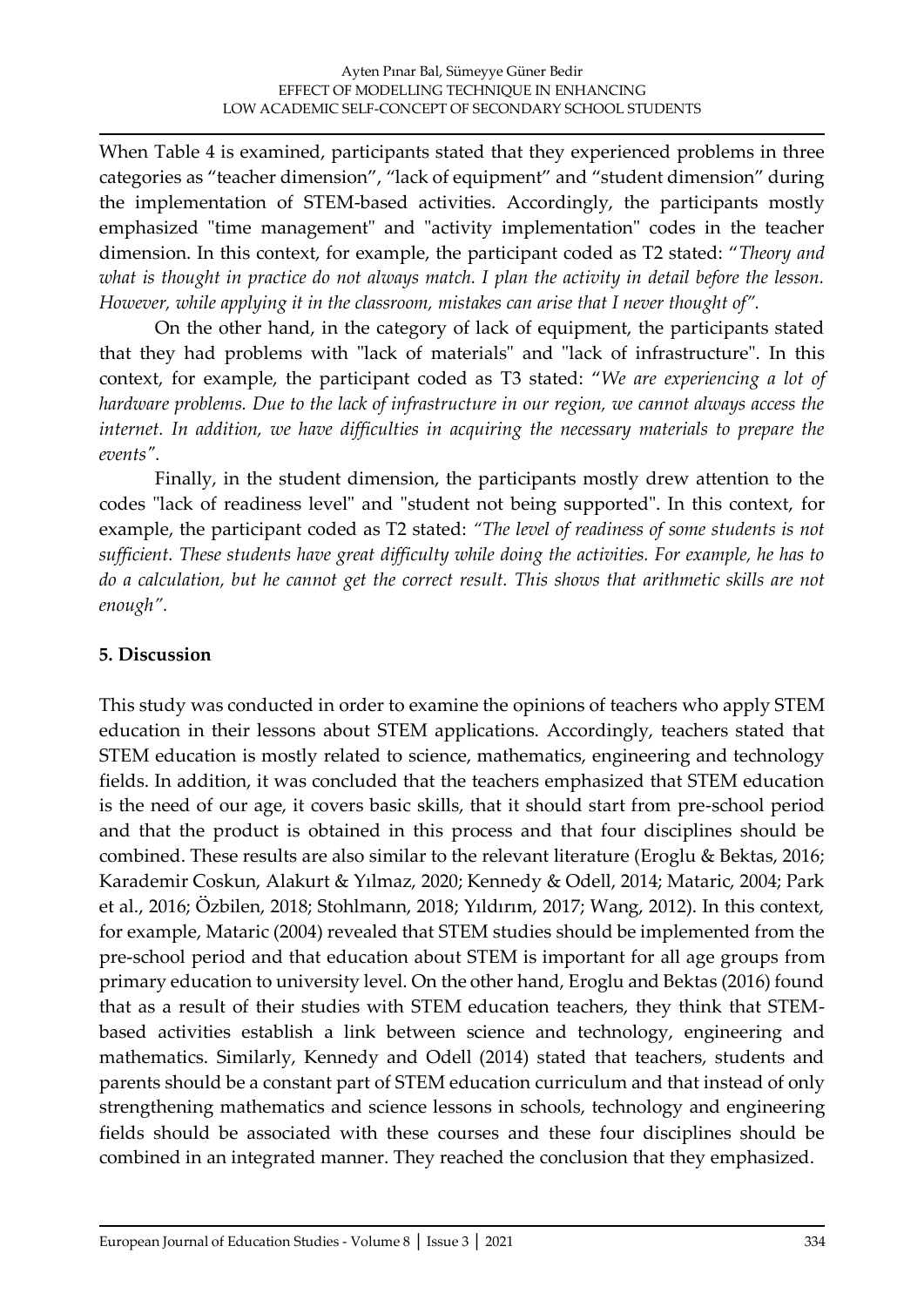When Table 4 is examined, participants stated that they experienced problems in three categories as "teacher dimension", "lack of equipment" and "student dimension" during the implementation of STEM-based activities. Accordingly, the participants mostly emphasized "time management" and "activity implementation" codes in the teacher dimension. In this context, for example, the participant coded as T2 stated: "*Theory and what is thought in practice do not always match. I plan the activity in detail before the lesson. However, while applying it in the classroom, mistakes can arise that I never thought of".*

On the other hand, in the category of lack of equipment, the participants stated that they had problems with "lack of materials" and "lack of infrastructure". In this context, for example, the participant coded as T3 stated: "*We are experiencing a lot of hardware problems. Due to the lack of infrastructure in our region, we cannot always access the internet. In addition, we have difficulties in acquiring the necessary materials to prepare the events".*

Finally, in the student dimension, the participants mostly drew attention to the codes "lack of readiness level" and "student not being supported". In this context, for example, the participant coded as T2 stated: *"The level of readiness of some students is not sufficient. These students have great difficulty while doing the activities. For example, he has to do a calculation, but he cannot get the correct result. This shows that arithmetic skills are not enough".*

## 5. Discussion

This study was conducted in order to examine the opinions of teachers who apply STEM education in their lessons about STEM applications. Accordingly, teachers stated that STEM education is mostly related to science, mathematics, engineering and technology fields. In addition, it was concluded that the teachers emphasized that STEM education is the need of our age, it covers basic skills, that it should start from pre-school period and that the product is obtained in this process and that four disciplines should be combined. These results are also similar to the relevant literature (Eroglu & Bektas, 2016; Karademir Coskun, Alakurt & Yılmaz, 2020; Kennedy & Odell, 2014; Mataric, 2004; Park et al., 2016; Özbilen, 2018; Stohlmann, 2018; Yıldırım, 2017; Wang, 2012). In this context, for example, Mataric (2004) revealed that STEM studies should be implemented from the pre-school period and that education about STEM is important for all age groups from primary education to university level. On the other hand, Eroglu and Bektas (2016) found that as a result of their studies with STEM education teachers, they think that STEM-based activities establish a link between science and technology, engineering and mathematics. Similarly, Kennedy and Odell (2014) stated that teachers, students and parents should be a constant part of STEM education curriculum and that instead of only strengthening mathematics and science lessons in schools, technology and engineering fields should be associated with these courses and these four disciplines should be combined in an integrated manner. They reached the conclusion that they emphasized.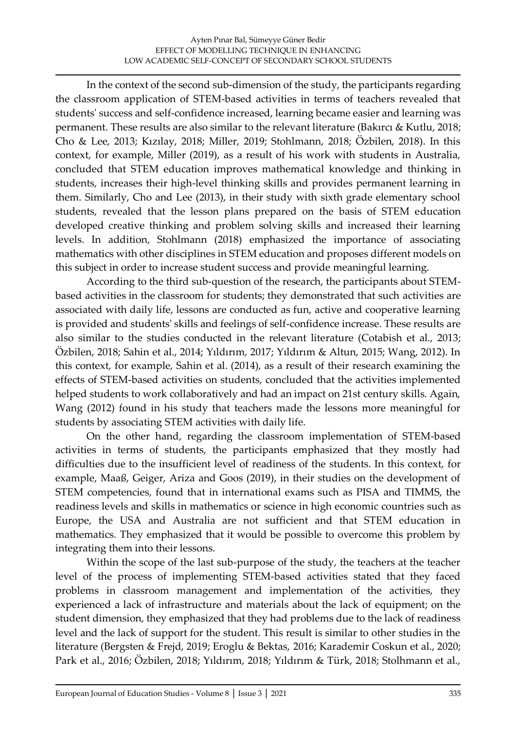In the context of the second sub-dimension of the study, the participants regarding the classroom application of STEM-based activities in terms of teachers revealed that students' success and self-confidence increased, learning became easier and learning was permanent. These results are also similar to the relevant literature (Bakırcı & Kutlu, 2018; Cho & Lee, 2013; Kızılay, 2018; Miller, 2019; Stohlmann, 2018; Özbilen, 2018). In this context, for example, Miller (2019), as a result of his work with students in Australia, concluded that STEM education improves mathematical knowledge and thinking in students, increases their high-level thinking skills and provides permanent learning in them. Similarly, Cho and Lee (2013), in their study with sixth grade elementary school students, revealed that the lesson plans prepared on the basis of STEM education developed creative thinking and problem solving skills and increased their learning levels. In addition, Stohlmann (2018) emphasized the importance of associating mathematics with other disciplines in STEM education and proposes different models on this subject in order to increase student success and provide meaningful learning.

According to the third sub-question of the research, the participants about STEM-based activities in the classroom for students; they demonstrated that such activities are associated with daily life, lessons are conducted as fun, active and cooperative learning is provided and students' skills and feelings of self-confidence increase. These results are also similar to the studies conducted in the relevant literature (Cotabish et al., 2013; Özbilen, 2018; Sahin et al., 2014; Yıldırım, 2017; Yıldırım & Altun, 2015; Wang, 2012). In this context, for example, Sahin et al. (2014), as a result of their research examining the effects of STEM-based activities on students, concluded that the activities implemented helped students to work collaboratively and had an impact on 21st century skills. Again, Wang (2012) found in his study that teachers made the lessons more meaningful for students by associating STEM activities with daily life.

On the other hand, regarding the classroom implementation of STEM-based activities in terms of students, the participants emphasized that they mostly had difficulties due to the insufficient level of readiness of the students. In this context, for example, Maaß, Geiger, Ariza and Goos (2019), in their studies on the development of STEM competencies, found that in international exams such as PISA and TIMMS, the readiness levels and skills in mathematics or science in high economic countries such as Europe, the USA and Australia are not sufficient and that STEM education in mathematics. They emphasized that it would be possible to overcome this problem by integrating them into their lessons.

Within the scope of the last sub-purpose of the study, the teachers at the teacher level of the process of implementing STEM-based activities stated that they faced problems in classroom management and implementation of the activities, they experienced a lack of infrastructure and materials about the lack of equipment; on the student dimension, they emphasized that they had problems due to the lack of readiness level and the lack of support for the student. This result is similar to other studies in the literature (Bergsten & Frejd, 2019; Eroglu & Bektas, 2016; Karademir Coskun et al., 2020; Park et al., 2016; Özbilen, 2018; Yıldırım, 2018; Yıldırım & Türk, 2018; Stolhmann et al.,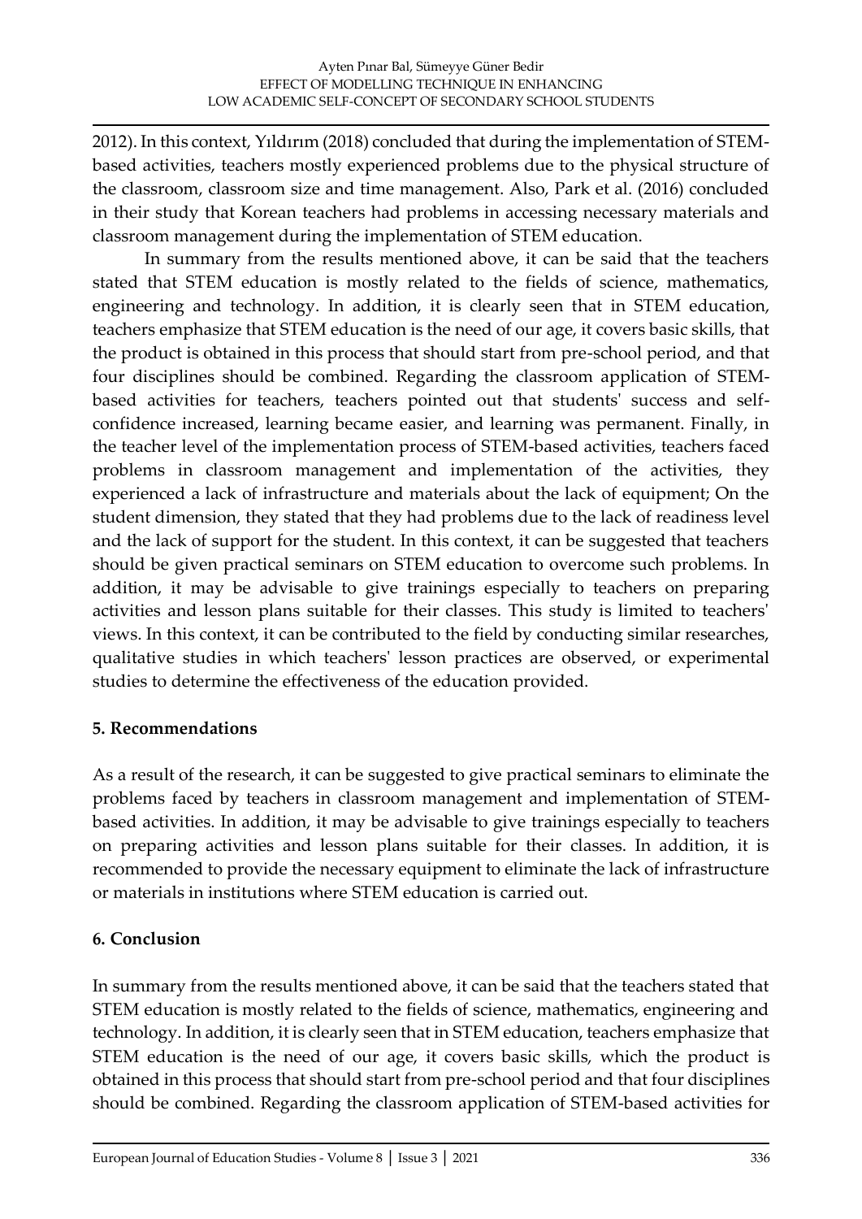2012). In this context, Yıldırım (2018) concluded that during the implementation of STEM-based activities, teachers mostly experienced problems due to the physical structure of the classroom, classroom size and time management. Also, Park et al. (2016) concluded in their study that Korean teachers had problems in accessing necessary materials and classroom management during the implementation of STEM education.

In summary from the results mentioned above, it can be said that the teachers stated that STEM education is mostly related to the fields of science, mathematics, engineering and technology. In addition, it is clearly seen that in STEM education, teachers emphasize that STEM education is the need of our age, it covers basic skills, that the product is obtained in this process that should start from pre-school period, and that four disciplines should be combined. Regarding the classroom application of STEM-based activities for teachers, teachers pointed out that students' success and self-confidence increased, learning became easier, and learning was permanent. Finally, in the teacher level of the implementation process of STEM-based activities, teachers faced problems in classroom management and implementation of the activities, they experienced a lack of infrastructure and materials about the lack of equipment; On the student dimension, they stated that they had problems due to the lack of readiness level and the lack of support for the student. In this context, it can be suggested that teachers should be given practical seminars on STEM education to overcome such problems. In addition, it may be advisable to give trainings especially to teachers on preparing activities and lesson plans suitable for their classes. This study is limited to teachers' views. In this context, it can be contributed to the field by conducting similar researches, qualitative studies in which teachers' lesson practices are observed, or experimental studies to determine the effectiveness of the education provided.

## 5. Recommendations

As a result of the research, it can be suggested to give practical seminars to eliminate the problems faced by teachers in classroom management and implementation of STEM-based activities. In addition, it may be advisable to give trainings especially to teachers on preparing activities and lesson plans suitable for their classes. In addition, it is recommended to provide the necessary equipment to eliminate the lack of infrastructure or materials in institutions where STEM education is carried out.

## 6. Conclusion

In summary from the results mentioned above, it can be said that the teachers stated that STEM education is mostly related to the fields of science, mathematics, engineering and technology. In addition, it is clearly seen that in STEM education, teachers emphasize that STEM education is the need of our age, it covers basic skills, which the product is obtained in this process that should start from pre-school period and that four disciplines should be combined. Regarding the classroom application of STEM-based activities for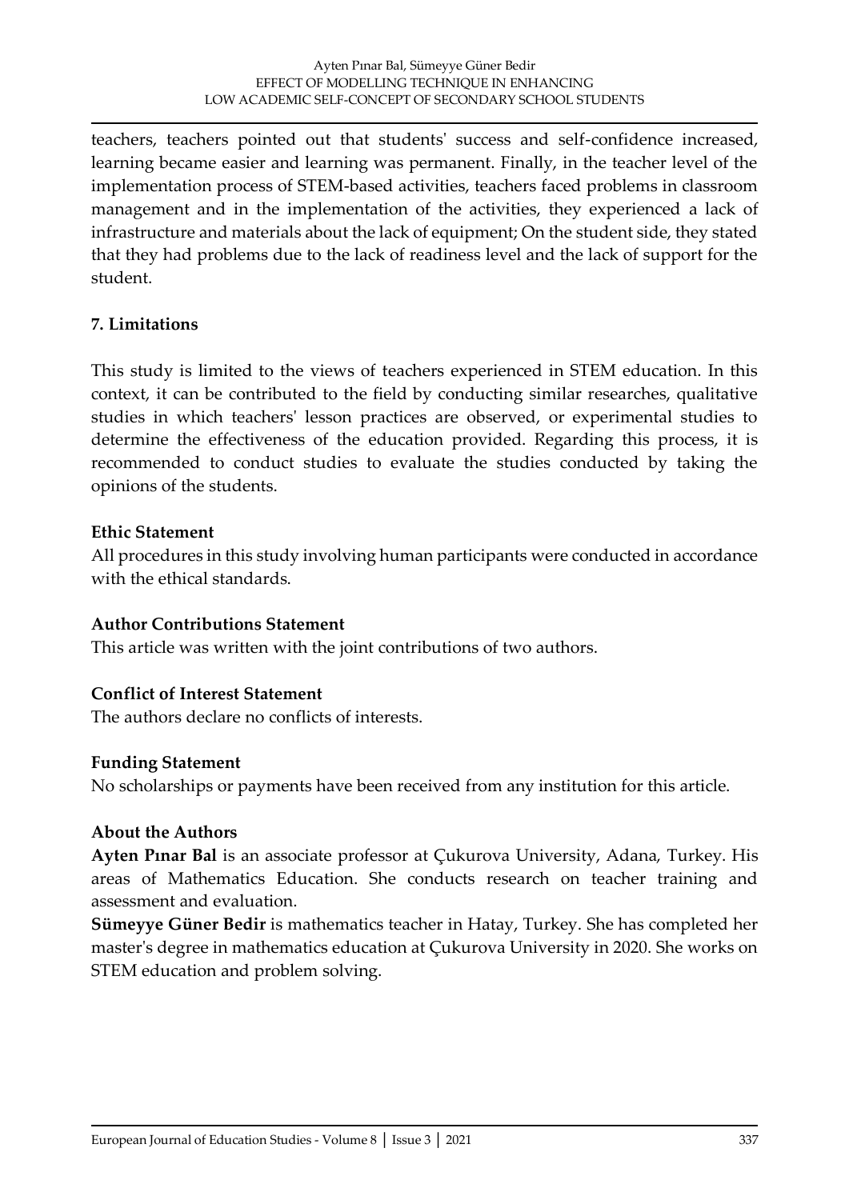teachers, teachers pointed out that students' success and self-confidence increased, learning became easier and learning was permanent. Finally, in the teacher level of the implementation process of STEM-based activities, teachers faced problems in classroom management and in the implementation of the activities, they experienced a lack of infrastructure and materials about the lack of equipment; On the student side, they stated that they had problems due to the lack of readiness level and the lack of support for the student.

## 7. Limitations

This study is limited to the views of teachers experienced in STEM education. In this context, it can be contributed to the field by conducting similar researches, qualitative studies in which teachers' lesson practices are observed, or experimental studies to determine the effectiveness of the education provided. Regarding this process, it is recommended to conduct studies to evaluate the studies conducted by taking the opinions of the students.

### Ethic Statement

All procedures in this study involving human participants were conducted in accordance with the ethical standards.

### Author Contributions Statement

This article was written with the joint contributions of two authors.

### Conflict of Interest Statement

The authors declare no conflicts of interests.

### Funding Statement

No scholarships or payments have been received from any institution for this article.

### About the Authors

**Ayten Pınar Bal** is an associate professor at Çukurova University, Adana, Turkey. His areas of Mathematics Education. She conducts research on teacher training and assessment and evaluation.

**Sümeyye Güner Bedir** is mathematics teacher in Hatay, Turkey. She has completed her master's degree in mathematics education at Çukurova University in 2020. She works on STEM education and problem solving.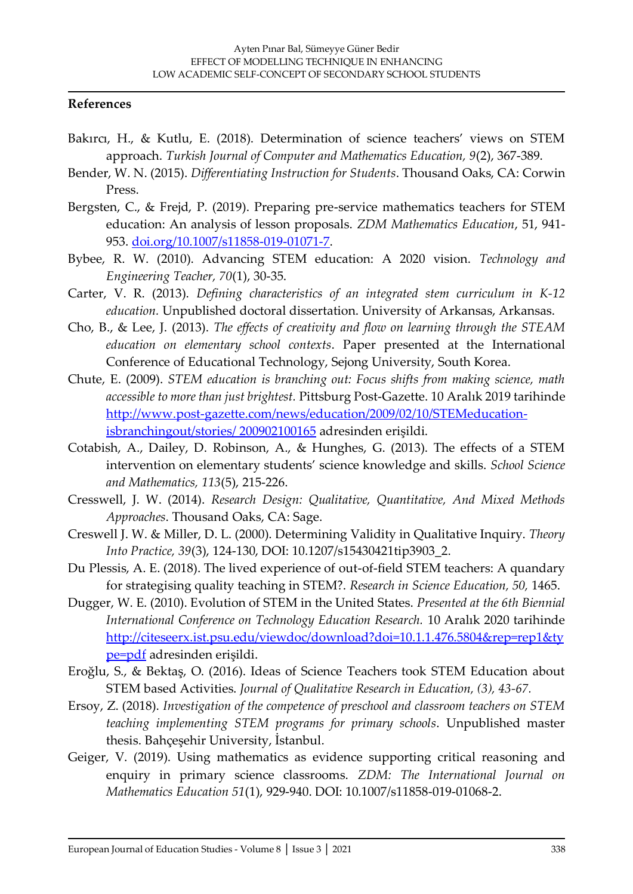### References

Bakırcı, H., & Kutlu, E. (2018). Determination of science teachers' views on STEM approach. *Turkish Journal of Computer and Mathematics Education, 9*(2), 367-389.

Bender, W. N. (2015). *Differentiating Instruction for Students*. Thousand Oaks, CA: Corwin Press.

Bergsten, C., & Frejd, P. (2019). Preparing pre-service mathematics teachers for STEM education: An analysis of lesson proposals. *ZDM Mathematics Education*, 51, 941-953. [doi.org/10.1007/s11858-019-01071-7](https://doi.org/10.1007/s11858-019-01071-7).

Bybee, R. W. (2010). Advancing STEM education: A 2020 vision. *Technology and Engineering Teacher, 70*(1), 30-35.

Carter, V. R. (2013). *Defining characteristics of an integrated stem curriculum in K-12 education.* Unpublished doctoral dissertation. University of Arkansas, Arkansas.

Cho, B., & Lee, J. (2013). *The effects of creativity and flow on learning through the STEAM education on elementary school contexts*. Paper presented at the International Conference of Educational Technology, Sejong University, South Korea.

Chute, E. (2009). *STEM education is branching out: Focus shifts from making science, math accessible to more than just brightest.* Pittsburg Post-Gazette. 10 Aralık 2019 tarihinde [http://www.post-gazette.com/news/education/2009/02/10/STEMeducation-isbranchingout/stories/ 200902100165](http://www.post-gazette.com/news/education/2009/02/10/STEMeducation-isbranchingout/stories/200902100165) adresinden erişildi.

Cotabish, A., Dailey, D. Robinson, A., & Hunghes, G. (2013). The effects of a STEM intervention on elementary students' science knowledge and skills. *School Science and Mathematics, 113*(5), 215-226.

Cresswell, J. W. (2014). *Research Design: Qualitative, Quantitative, And Mixed Methods Approaches*. Thousand Oaks, CA: Sage.

Creswell J. W. & Miller, D. L. (2000). Determining Validity in Qualitative Inquiry. *Theory Into Practice, 39*(3), 124-130, DOI: 10.1207/s15430421tip3903_2.

Du Plessis, A. E. (2018). The lived experience of out-of-field STEM teachers: A quandary for strategising quality teaching in STEM?. *Research in Science Education, 50,* 1465.

Dugger, W. E. (2010). Evolution of STEM in the United States. *Presented at the 6th Biennial International Conference on Technology Education Research.* 10 Aralık 2020 tarihinde [http://citeseerx.ist.psu.edu/viewdoc/download?doi=10.1.1.476.5804&rep=rep1&type=pdf](http://citeseerx.ist.psu.edu/viewdoc/download?doi=10.1.1.476.5804&rep=rep1&type=pdf) adresinden erişildi.

Eroğlu, S., & Bektaş, O. (2016). Ideas of Science Teachers took STEM Education about STEM based Activities. *Journal of Qualitative Research in Education, (3), 43-67.*

Ersoy, Z. (2018). *Investigation of the competence of preschool and classroom teachers on STEM teaching implementing STEM programs for primary schools*. Unpublished master thesis. Bahçeşehir University, İstanbul.

Geiger, V. (2019). Using mathematics as evidence supporting critical reasoning and enquiry in primary science classrooms. *ZDM: The International Journal on Mathematics Education 51*(1), 929-940. DOI: 10.1007/s11858-019-01068-2.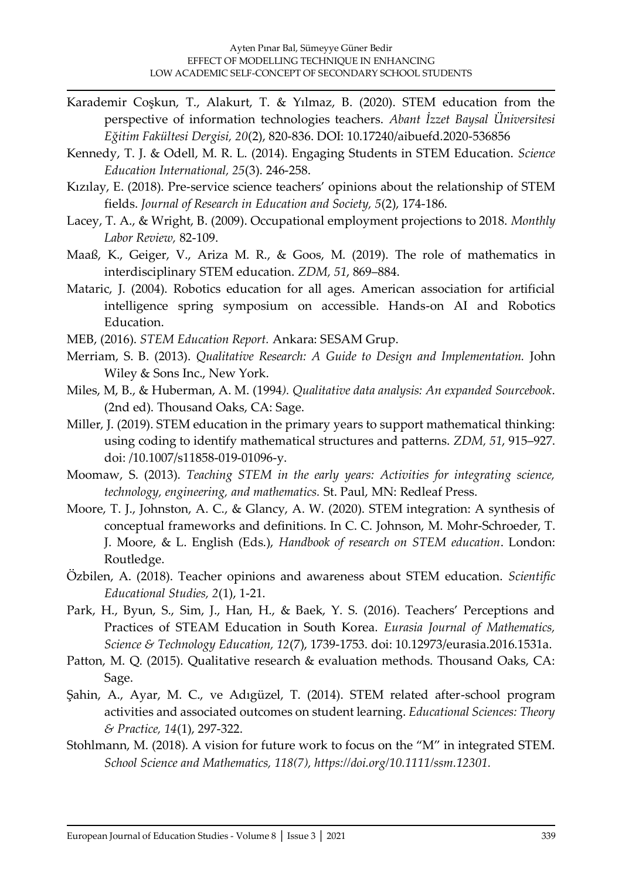Karademir Coşkun, T., Alakurt, T. & Yılmaz, B. (2020). STEM education from the perspective of information technologies teachers. *Abant İzzet Baysal Üniversitesi Eğitim Fakültesi Dergisi, 20*(2), 820-836. DOI: 10.17240/aibuefd.2020-536856

Kennedy, T. J. & Odell, M. R. L. (2014). Engaging Students in STEM Education. *Science Education International, 25*(3). 246-258.

Kızılay, E. (2018). Pre-service science teachers' opinions about the relationship of STEM fields. *Journal of Research in Education and Society, 5*(2), 174-186.

Lacey, T. A., & Wright, B. (2009). Occupational employment projections to 2018. *Monthly Labor Review,* 82-109.

Maaß, K., Geiger, V., Ariza M. R., & Goos, M. (2019). The role of mathematics in interdisciplinary STEM education. *ZDM, 51*, 869–884.

Mataric, J. (2004). Robotics education for all ages. American association for artificial intelligence spring symposium on accessible. Hands-on AI and Robotics Education.

MEB, (2016). *STEM Education Report.* Ankara: SESAM Grup.

Merriam, S. B. (2013). *Qualitative Research: A Guide to Design and Implementation.* John Wiley & Sons Inc., New York.

Miles, M, B., & Huberman, A. M. (1994*). Qualitative data analysis: An expanded Sourcebook*. (2nd ed). Thousand Oaks, CA: Sage.

Miller, J. (2019). STEM education in the primary years to support mathematical thinking: using coding to identify mathematical structures and patterns. *ZDM, 51*, 915–927. doi: /10.1007/s11858-019-01096-y.

Moomaw, S. (2013). *Teaching STEM in the early years: Activities for integrating science, technology, engineering, and mathematics.* St. Paul, MN: Redleaf Press.

Moore, T. J., Johnston, A. C., & Glancy, A. W. (2020). STEM integration: A synthesis of conceptual frameworks and definitions. In C. C. Johnson, M. Mohr-Schroeder, T. J. Moore, & L. English (Eds.), *Handbook of research on STEM education*. London: Routledge.

Özbilen, A. (2018). Teacher opinions and awareness about STEM education. *Scientific Educational Studies, 2*(1), 1-21.

Park, H., Byun, S., Sim, J., Han, H., & Baek, Y. S. (2016). Teachers' Perceptions and Practices of STEAM Education in South Korea. *Eurasia Journal of Mathematics, Science & Technology Education, 12*(7), 1739-1753. doi: 10.12973/eurasia.2016.1531a.

Patton, M. Q. (2015). Qualitative research & evaluation methods. Thousand Oaks, CA: Sage.

Şahin, A., Ayar, M. C., ve Adıgüzel, T. (2014). STEM related after-school program activities and associated outcomes on student learning. *Educational Sciences: Theory & Practice, 14*(1), 297-322.

Stohlmann, M. (2018). A vision for future work to focus on the "M" in integrated STEM. *School Science and Mathematics, 118(7), https://doi.org/10.1111/ssm.12301.*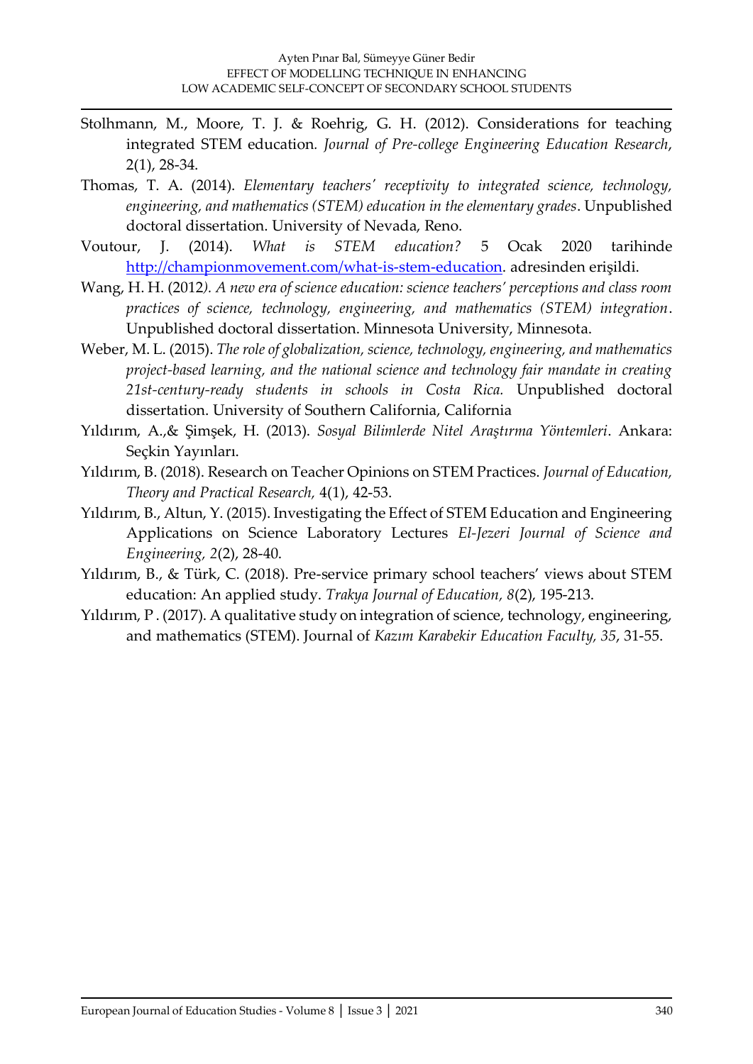Stolhmann, M., Moore, T. J. & Roehrig, G. H. (2012). Considerations for teaching integrated STEM education. *Journal of Pre-college Engineering Education Research*, 2(1), 28-34.

Thomas, T. A. (2014). *Elementary teachers' receptivity to integrated science, technology, engineering, and mathematics (STEM) education in the elementary grades*. Unpublished doctoral dissertation. University of Nevada, Reno.

Voutour, J. (2014). *What is STEM education?* 5 Ocak 2020 tarihinde http://championmovement.com/what-is-stem-education. adresinden erişildi.

Wang, H. H. (2012*). A new era of science education: science teachers' perceptions and class room practices of science, technology, engineering, and mathematics (STEM) integration*. Unpublished doctoral dissertation. Minnesota University, Minnesota.

Weber, M. L. (2015). *The role of globalization, science, technology, engineering, and mathematics project-based learning, and the national science and technology fair mandate in creating 21st-century-ready students in schools in Costa Rica.* Unpublished doctoral dissertation. University of Southern California, California

Yıldırım, A.,& Şimşek, H. (2013). *Sosyal Bilimlerde Nitel Araştırma Yöntemleri*. Ankara: Seçkin Yayınları.

Yıldırım, B. (2018). Research on Teacher Opinions on STEM Practices. *Journal of Education, Theory and Practical Research,* 4(1), 42-53.

Yıldırım, B., Altun, Y. (2015). Investigating the Effect of STEM Education and Engineering Applications on Science Laboratory Lectures *El-Jezeri Journal of Science and Engineering, 2*(2), 28-40.

Yıldırım, B., & Türk, C. (2018). Pre-service primary school teachers' views about STEM education: An applied study. *Trakya Journal of Education, 8*(2), 195-213.

Yıldırım, P . (2017). A qualitative study on integration of science, technology, engineering, and mathematics (STEM). Journal of *Kazım Karabekir Education Faculty, 35*, 31-55.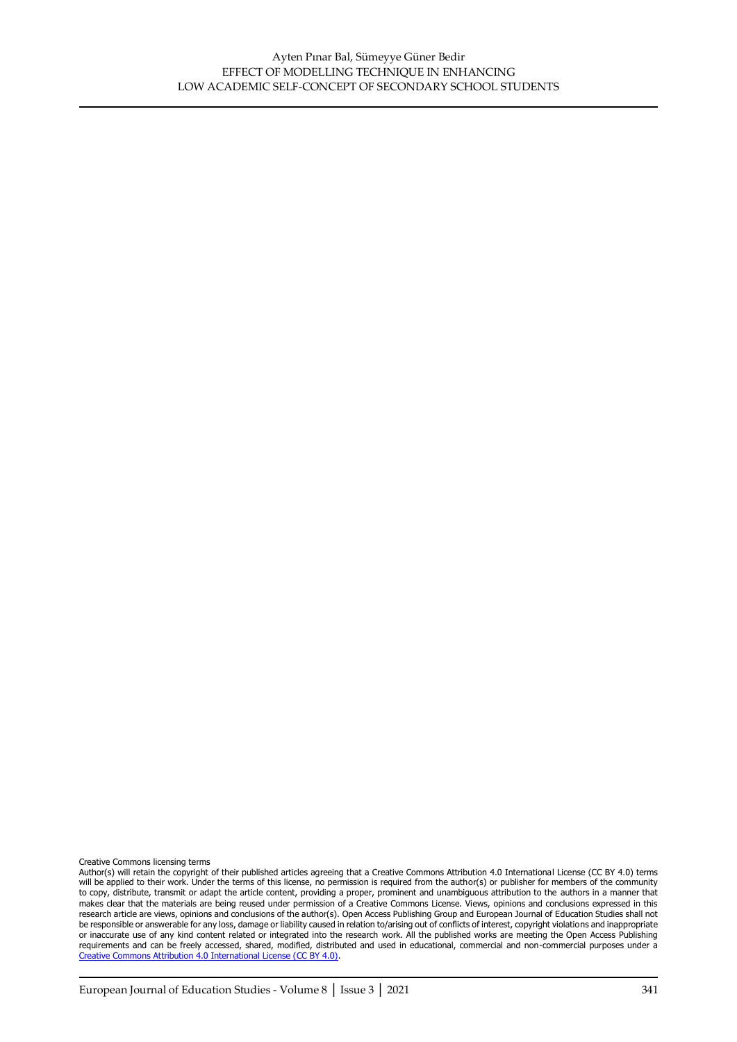Creative Commons licensing terms

Author(s) will retain the copyright of their published articles agreeing that a Creative Commons Attribution 4.0 International License (CC BY 4.0) terms will be applied to their work. Under the terms of this license, no permission is required from the author(s) or publisher for members of the community to copy, distribute, transmit or adapt the article content, providing a proper, prominent and unambiguous attribution to the authors in a manner that makes clear that the materials are being reused under permission of a Creative Commons License. Views, opinions and conclusions expressed in this research article are views, opinions and conclusions of the author(s). Open Access Publishing Group and European Journal of Education Studies shall not be responsible or answerable for any loss, damage or liability caused in relation to/arising out of conflicts of interest, copyright violations and inappropriate or inaccurate use of any kind content related or integrated into the research work. All the published works are meeting the Open Access Publishing requirements and can be freely accessed, shared, modified, distributed and used in educational, commercial and non-commercial purposes under a [Creative Commons Attribution 4.0 International License (CC BY 4.0)](https://creativecommons.org/licenses/by/4.0/).